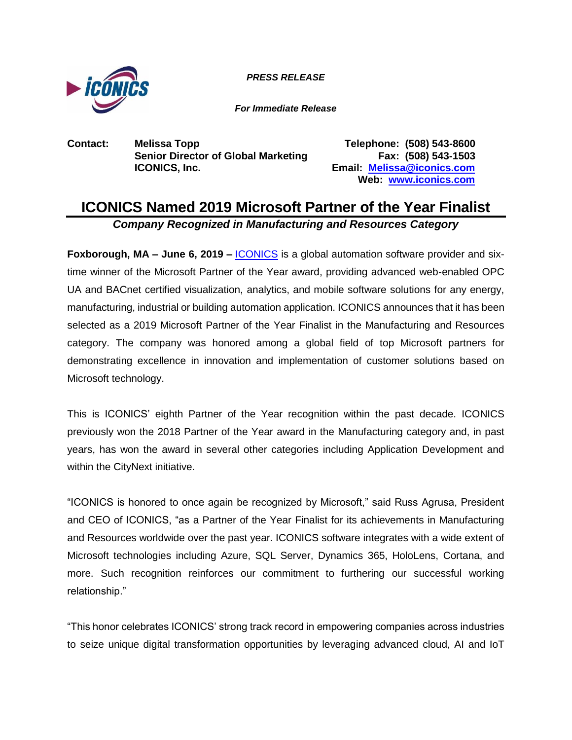***PRESS RELEASE***

***For Immediate Release***

**Contact:** **Melissa Topp**
**Senior Director of Global Marketing**
**ICONICS, Inc.**

**Telephone: (508) 543-8600**
**Fax: (508) 543-1503**
**Email: [Melissa@iconics.com](mailto:Melissa@iconics.com)**
**Web: [www.iconics.com](http://www.iconics.com)**

# ICONICS Named 2019 Microsoft Partner of the Year Finalist

***Company Recognized in Manufacturing and Resources Category***

**Foxborough, MA – June 6, 2019 –** [ICONICS](http://www.iconics.com) is a global automation software provider and six-time winner of the Microsoft Partner of the Year award, providing advanced web-enabled OPC UA and BACnet certified visualization, analytics, and mobile software solutions for any energy, manufacturing, industrial or building automation application. ICONICS announces that it has been selected as a 2019 Microsoft Partner of the Year Finalist in the Manufacturing and Resources category. The company was honored among a global field of top Microsoft partners for demonstrating excellence in innovation and implementation of customer solutions based on Microsoft technology.

This is ICONICS' eighth Partner of the Year recognition within the past decade. ICONICS previously won the 2018 Partner of the Year award in the Manufacturing category and, in past years, has won the award in several other categories including Application Development and within the CityNext initiative.

"ICONICS is honored to once again be recognized by Microsoft," said Russ Agrusa, President and CEO of ICONICS, "as a Partner of the Year Finalist for its achievements in Manufacturing and Resources worldwide over the past year. ICONICS software integrates with a wide extent of Microsoft technologies including Azure, SQL Server, Dynamics 365, HoloLens, Cortana, and more. Such recognition reinforces our commitment to furthering our successful working relationship."

"This honor celebrates ICONICS' strong track record in empowering companies across industries to seize unique digital transformation opportunities by leveraging advanced cloud, AI and IoT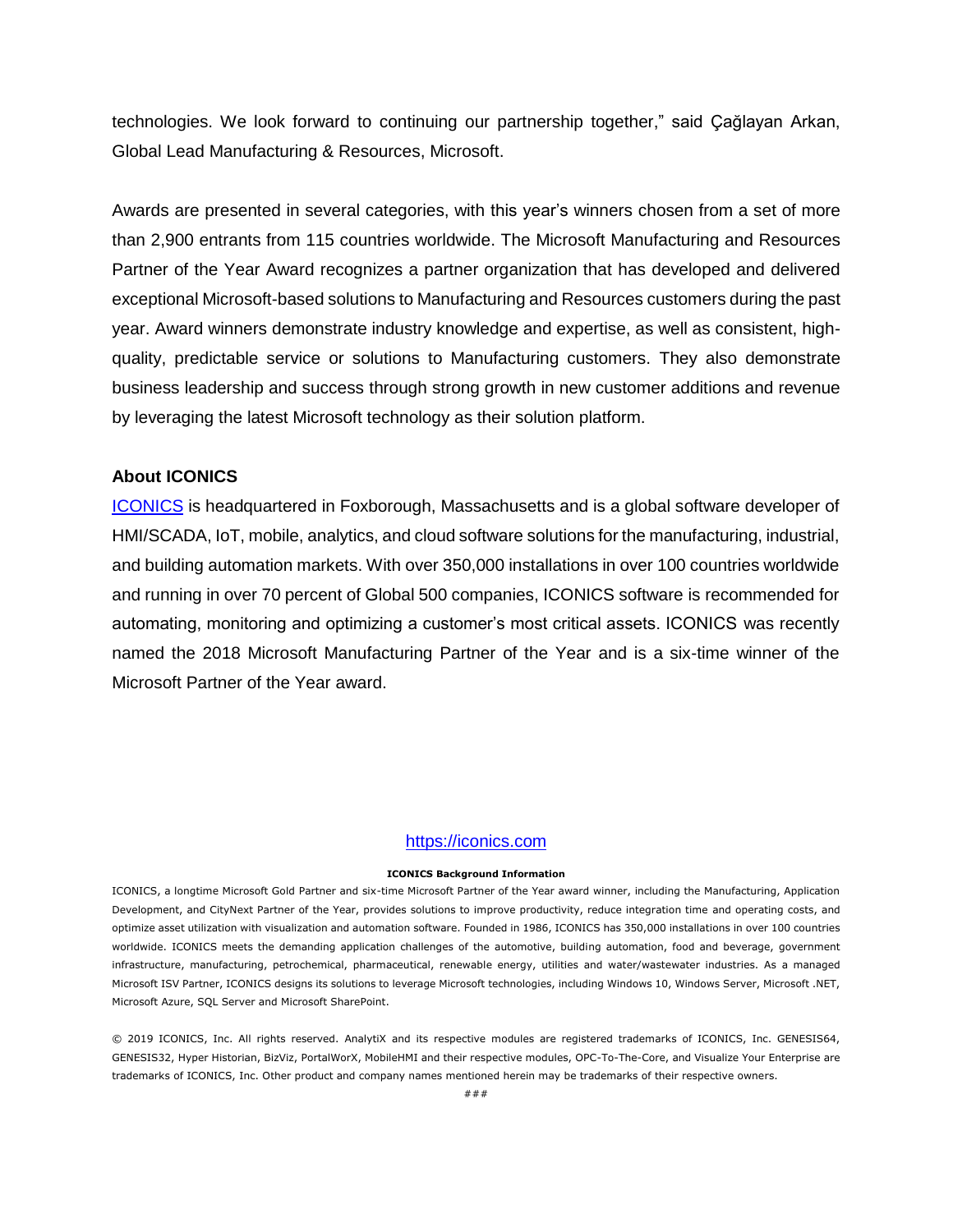technologies. We look forward to continuing our partnership together," said Çağlayan Arkan, Global Lead Manufacturing & Resources, Microsoft.

Awards are presented in several categories, with this year's winners chosen from a set of more than 2,900 entrants from 115 countries worldwide. The Microsoft Manufacturing and Resources Partner of the Year Award recognizes a partner organization that has developed and delivered exceptional Microsoft-based solutions to Manufacturing and Resources customers during the past year. Award winners demonstrate industry knowledge and expertise, as well as consistent, high-quality, predictable service or solutions to Manufacturing customers. They also demonstrate business leadership and success through strong growth in new customer additions and revenue by leveraging the latest Microsoft technology as their solution platform.

**About ICONICS**

ICONICS is headquartered in Foxborough, Massachusetts and is a global software developer of HMI/SCADA, IoT, mobile, analytics, and cloud software solutions for the manufacturing, industrial, and building automation markets. With over 350,000 installations in over 100 countries worldwide and running in over 70 percent of Global 500 companies, ICONICS software is recommended for automating, monitoring and optimizing a customer's most critical assets. ICONICS was recently named the 2018 Microsoft Manufacturing Partner of the Year and is a six-time winner of the Microsoft Partner of the Year award.

https://iconics.com

**ICONICS Background Information**

ICONICS, a longtime Microsoft Gold Partner and six-time Microsoft Partner of the Year award winner, including the Manufacturing, Application Development, and CityNext Partner of the Year, provides solutions to improve productivity, reduce integration time and operating costs, and optimize asset utilization with visualization and automation software. Founded in 1986, ICONICS has 350,000 installations in over 100 countries worldwide. ICONICS meets the demanding application challenges of the automotive, building automation, food and beverage, government infrastructure, manufacturing, petrochemical, pharmaceutical, renewable energy, utilities and water/wastewater industries. As a managed Microsoft ISV Partner, ICONICS designs its solutions to leverage Microsoft technologies, including Windows 10, Windows Server, Microsoft .NET, Microsoft Azure, SQL Server and Microsoft SharePoint.

© 2019 ICONICS, Inc. All rights reserved. AnalytiX and its respective modules are registered trademarks of ICONICS, Inc. GENESIS64, GENESIS32, Hyper Historian, BizViz, PortalWorX, MobileHMI and their respective modules, OPC-To-The-Core, and Visualize Your Enterprise are trademarks of ICONICS, Inc. Other product and company names mentioned herein may be trademarks of their respective owners.

###